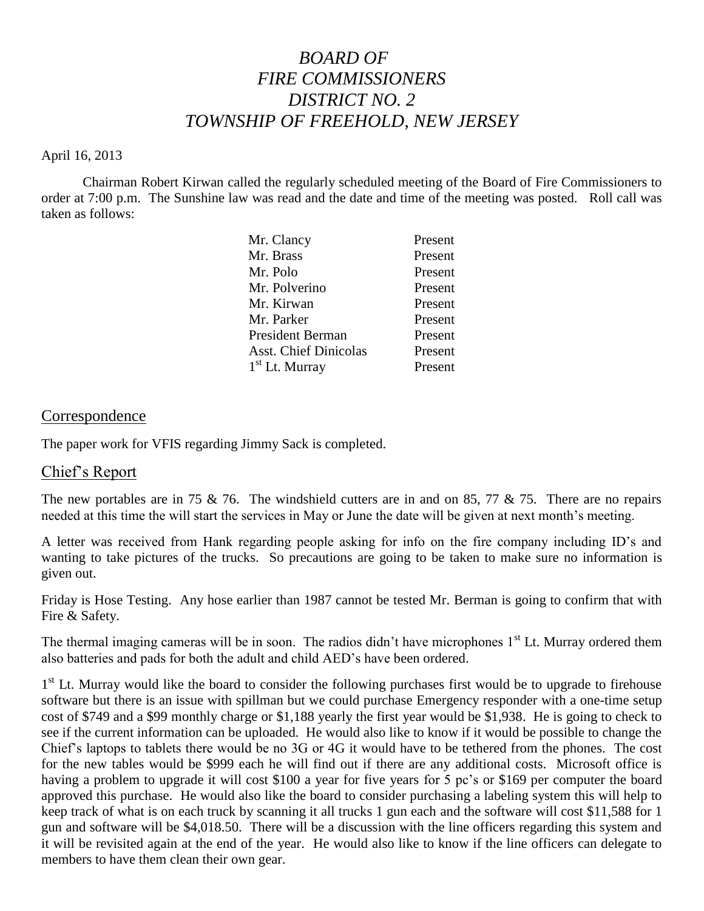# *BOARD OF FIRE COMMISSIONERS DISTRICT NO. 2 TOWNSHIP OF FREEHOLD, NEW JERSEY*

April 16, 2013

Chairman Robert Kirwan called the regularly scheduled meeting of the Board of Fire Commissioners to order at 7:00 p.m. The Sunshine law was read and the date and time of the meeting was posted. Roll call was taken as follows:

| | |
|---|---|
| Mr. Clancy | Present |
| Mr. Brass | Present |
| Mr. Polo | Present |
| Mr. Polverino | Present |
| Mr. Kirwan | Present |
| Mr. Parker | Present |
| President Berman | Present |
| Asst. Chief Dinicolas | Present |
| 1st Lt. Murray | Present |

## Correspondence

The paper work for VFIS regarding Jimmy Sack is completed.

## Chief's Report

The new portables are in 75 & 76. The windshield cutters are in and on 85, 77 & 75. There are no repairs needed at this time the will start the services in May or June the date will be given at next month's meeting.

A letter was received from Hank regarding people asking for info on the fire company including ID's and wanting to take pictures of the trucks. So precautions are going to be taken to make sure no information is given out.

Friday is Hose Testing. Any hose earlier than 1987 cannot be tested Mr. Berman is going to confirm that with Fire & Safety.

The thermal imaging cameras will be in soon. The radios didn't have microphones 1st Lt. Murray ordered them also batteries and pads for both the adult and child AED's have been ordered.

1st Lt. Murray would like the board to consider the following purchases first would be to upgrade to firehouse software but there is an issue with spillman but we could purchase Emergency responder with a one-time setup cost of $749 and a $99 monthly charge or $1,188 yearly the first year would be $1,938. He is going to check to see if the current information can be uploaded. He would also like to know if it would be possible to change the Chief's laptops to tablets there would be no 3G or 4G it would have to be tethered from the phones. The cost for the new tables would be $999 each he will find out if there are any additional costs. Microsoft office is having a problem to upgrade it will cost $100 a year for five years for 5 pc's or $169 per computer the board approved this purchase. He would also like the board to consider purchasing a labeling system this will help to keep track of what is on each truck by scanning it all trucks 1 gun each and the software will cost $11,588 for 1 gun and software will be $4,018.50. There will be a discussion with the line officers regarding this system and it will be revisited again at the end of the year. He would also like to know if the line officers can delegate to members to have them clean their own gear.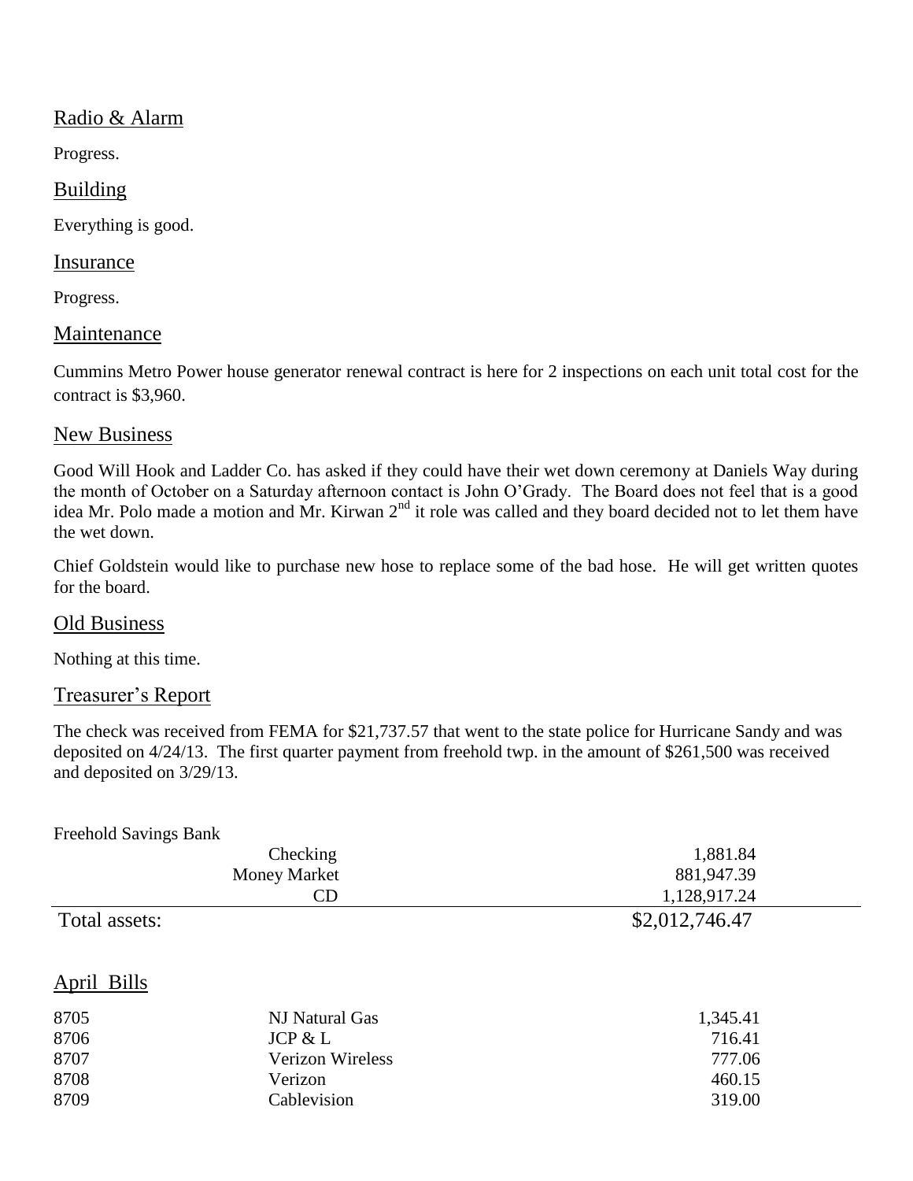## Radio & Alarm

Progress.

## Building

Everything is good.

## Insurance

Progress.

## Maintenance

Cummins Metro Power house generator renewal contract is here for 2 inspections on each unit total cost for the contract is $3,960.

## New Business

Good Will Hook and Ladder Co. has asked if they could have their wet down ceremony at Daniels Way during the month of October on a Saturday afternoon contact is John O'Grady. The Board does not feel that is a good idea Mr. Polo made a motion and Mr. Kirwan 2nd it role was called and they board decided not to let them have the wet down.

Chief Goldstein would like to purchase new hose to replace some of the bad hose. He will get written quotes for the board.

## Old Business

Nothing at this time.

## Treasurer's Report

The check was received from FEMA for $21,737.57 that went to the state police for Hurricane Sandy and was deposited on 4/24/13. The first quarter payment from freehold twp. in the amount of $261,500 was received and deposited on 3/29/13.

| Freehold Savings Bank | | |
|---|---|---|
| | Checking | 1,881.84 |
| | Money Market | 881,947.39 |
| | CD | 1,128,917.24 |
| Total assets: | | $2,012,746.47 |

## April Bills

| | | |
|---|---|---|
| 8705 | NJ Natural Gas | 1,345.41 |
| 8706 | JCP & L | 716.41 |
| 8707 | Verizon Wireless | 777.06 |
| 8708 | Verizon | 460.15 |
| 8709 | Cablevision | 319.00 |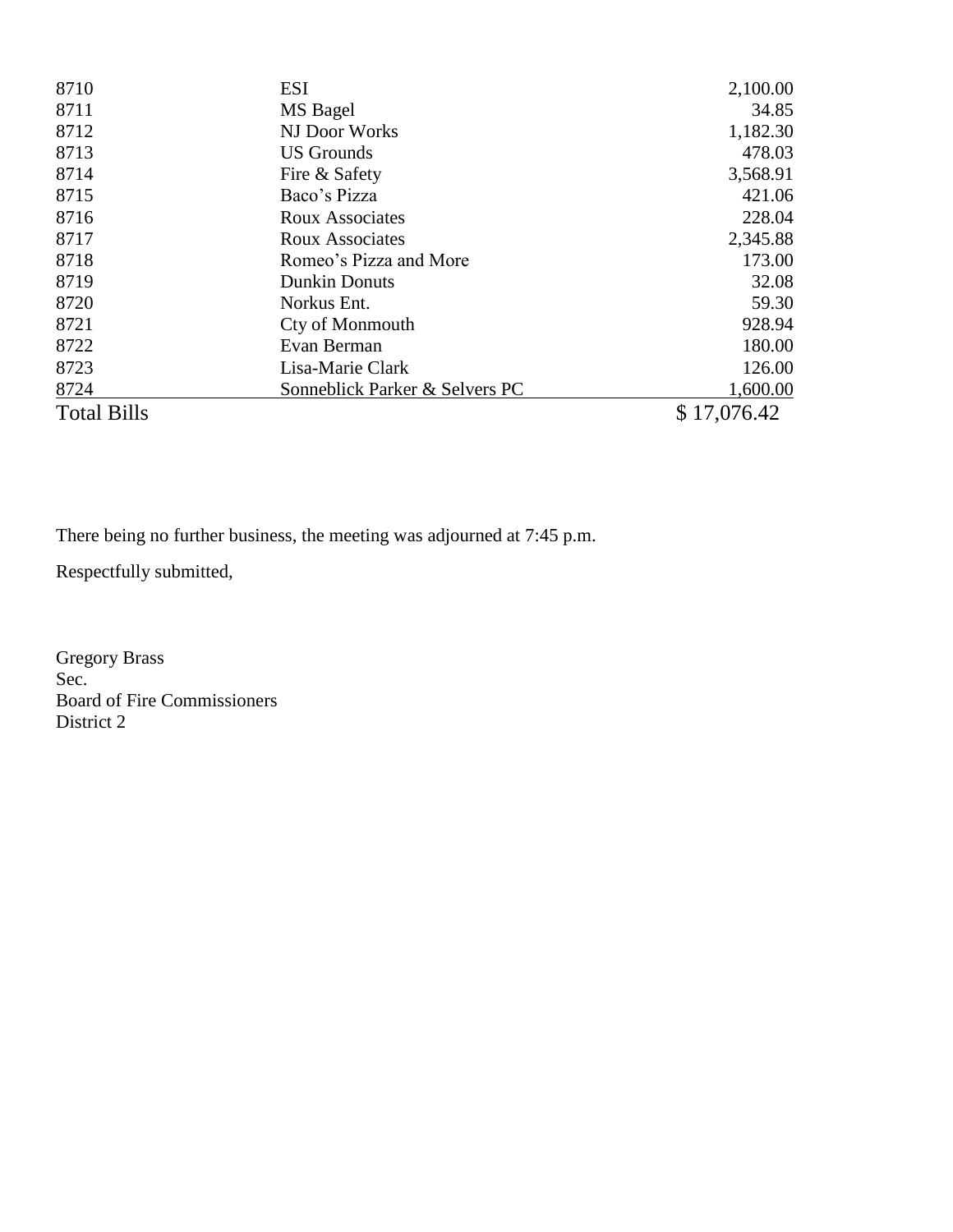| | | |
|---|---|---|
| 8710 | ESI | 2,100.00 |
| 8711 | MS Bagel | 34.85 |
| 8712 | NJ Door Works | 1,182.30 |
| 8713 | US Grounds | 478.03 |
| 8714 | Fire & Safety | 3,568.91 |
| 8715 | Baco's Pizza | 421.06 |
| 8716 | Roux Associates | 228.04 |
| 8717 | Roux Associates | 2,345.88 |
| 8718 | Romeo's Pizza and More | 173.00 |
| 8719 | Dunkin Donuts | 32.08 |
| 8720 | Norkus Ent. | 59.30 |
| 8721 | Cty of Monmouth | 928.94 |
| 8722 | Evan Berman | 180.00 |
| 8723 | Lisa-Marie Clark | 126.00 |
| 8724 | Sonneblick Parker & Selvers PC | 1,600.00 |
| Total Bills | | $ 17,076.42 |

There being no further business, the meeting was adjourned at 7:45 p.m.

Respectfully submitted,

Gregory Brass
Sec.
Board of Fire Commissioners
District 2